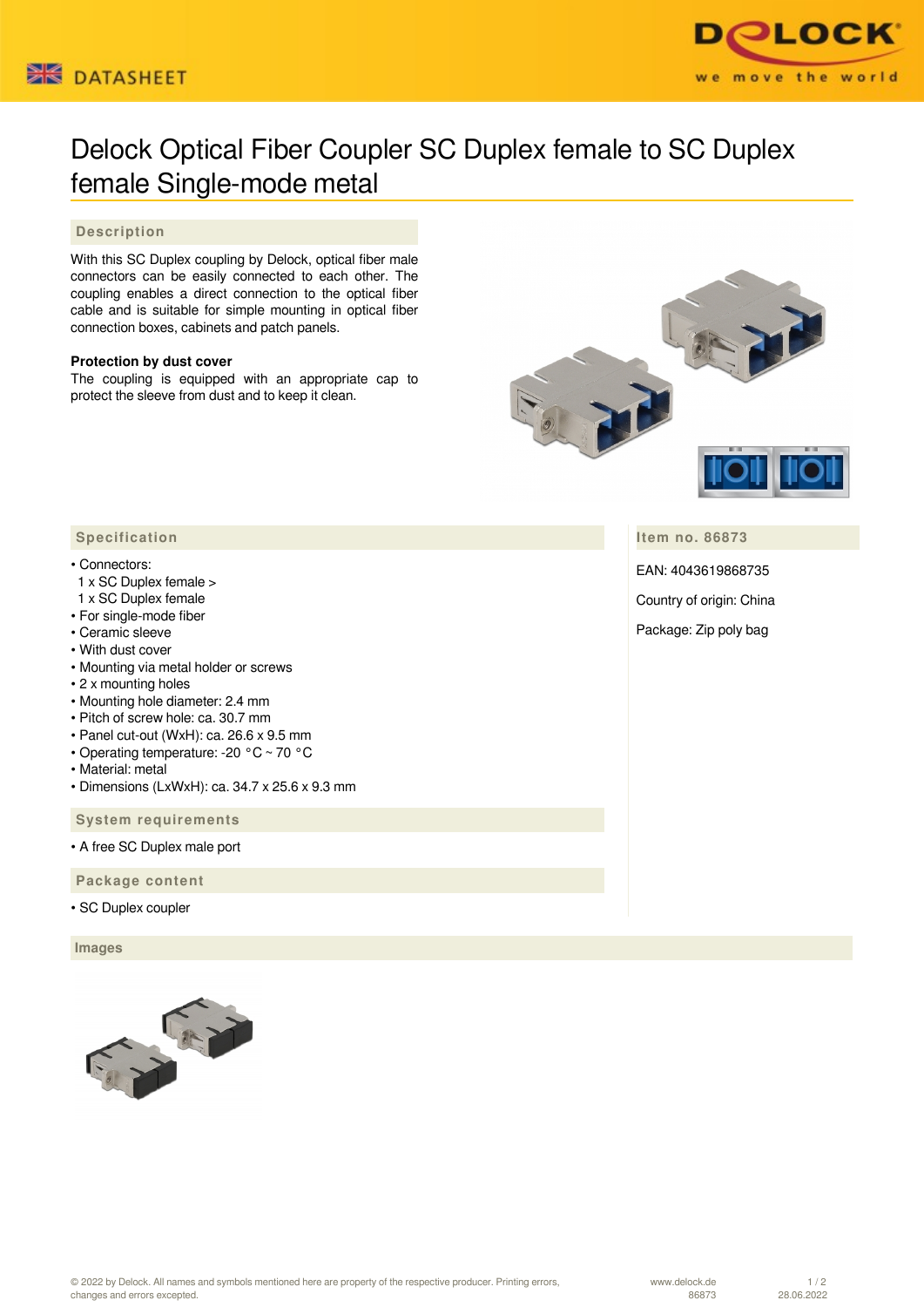DATASHEET

# Delock Optical Fiber Coupler SC Duplex female to SC Duplex female Single-mode metal

## Description

With this SC Duplex coupling by Delock, optical fiber male connectors can be easily connected to each other. The coupling enables a direct connection to the optical fiber cable and is suitable for simple mounting in optical fiber connection boxes, cabinets and patch panels.

**Protection by dust cover**
The coupling is equipped with an appropriate cap to protect the sleeve from dust and to keep it clean.

## Specification

- Connectors:
  1 x SC Duplex female >
  1 x SC Duplex female
- For single-mode fiber
- Ceramic sleeve
- With dust cover
- Mounting via metal holder or screws
- 2 x mounting holes
- Mounting hole diameter: 2.4 mm
- Pitch of screw hole: ca. 30.7 mm
- Panel cut-out (WxH): ca. 26.6 x 9.5 mm
- Operating temperature: -20 °C ~ 70 °C
- Material: metal
- Dimensions (LxWxH): ca. 34.7 x 25.6 x 9.3 mm

## Item no. 86873

EAN: 4043619868735

Country of origin: China

Package: Zip poly bag

## System requirements

- A free SC Duplex male port

## Package content

- SC Duplex coupler

## Images

© 2022 by Delock. All names and symbols mentioned here are property of the respective producer. Printing errors, changes and errors excepted.

www.delock.de 86873 28.06.2022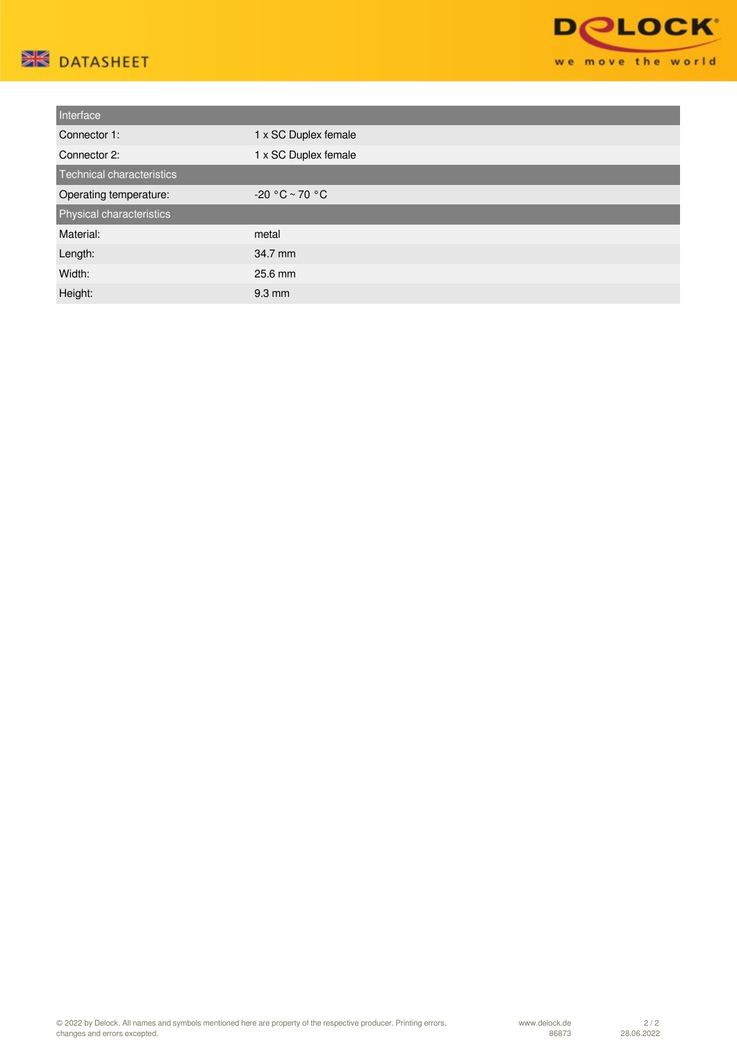| | |
|---|---|
| **Interface** | |
| Connector 1: | 1 x SC Duplex female |
| Connector 2: | 1 x SC Duplex female |
| **Technical characteristics** | |
| Operating temperature: | -20 °C ~ 70 °C |
| **Physical characteristics** | |
| Material: | metal |
| Length: | 34.7 mm |
| Width: | 25.6 mm |
| Height: | 9.3 mm |